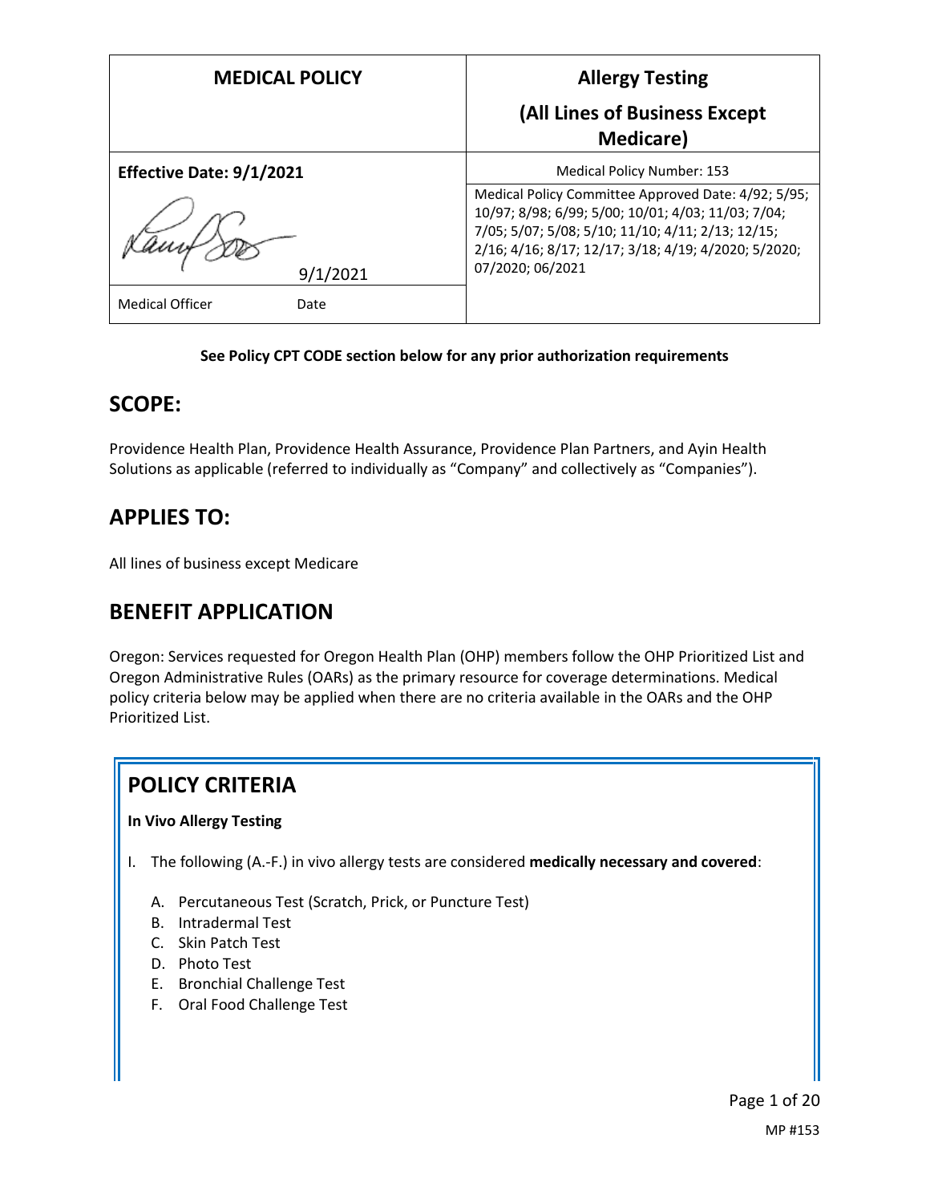| MEDICAL POLICY | Allergy Testing (All Lines of Business Except Medicare) |
|---|---|
| **Effective Date: 9/1/2021** | Medical Policy Number: 153 |
| 9/1/2021 | Medical Policy Committee Approved Date: 4/92; 5/95; 10/97; 8/98; 6/99; 5/00; 10/01; 4/03; 11/03; 7/04; 7/05; 5/07; 5/08; 5/10; 11/10; 4/11; 2/13; 12/15; 2/16; 4/16; 8/17; 12/17; 3/18; 4/19; 4/2020; 5/2020; 07/2020; 06/2021 |
| Medical Officer Date | |

**See Policy CPT CODE section below for any prior authorization requirements**

## SCOPE:

Providence Health Plan, Providence Health Assurance, Providence Plan Partners, and Ayin Health Solutions as applicable (referred to individually as "Company" and collectively as "Companies").

## APPLIES TO:

All lines of business except Medicare

## BENEFIT APPLICATION

Oregon: Services requested for Oregon Health Plan (OHP) members follow the OHP Prioritized List and Oregon Administrative Rules (OARs) as the primary resource for coverage determinations. Medical policy criteria below may be applied when there are no criteria available in the OARs and the OHP Prioritized List.

## POLICY CRITERIA

**In Vivo Allergy Testing**

I. The following (A.-F.) in vivo allergy tests are considered **medically necessary and covered**:

   A. Percutaneous Test (Scratch, Prick, or Puncture Test)
   B. Intradermal Test
   C. Skin Patch Test
   D. Photo Test
   E. Bronchial Challenge Test
   F. Oral Food Challenge Test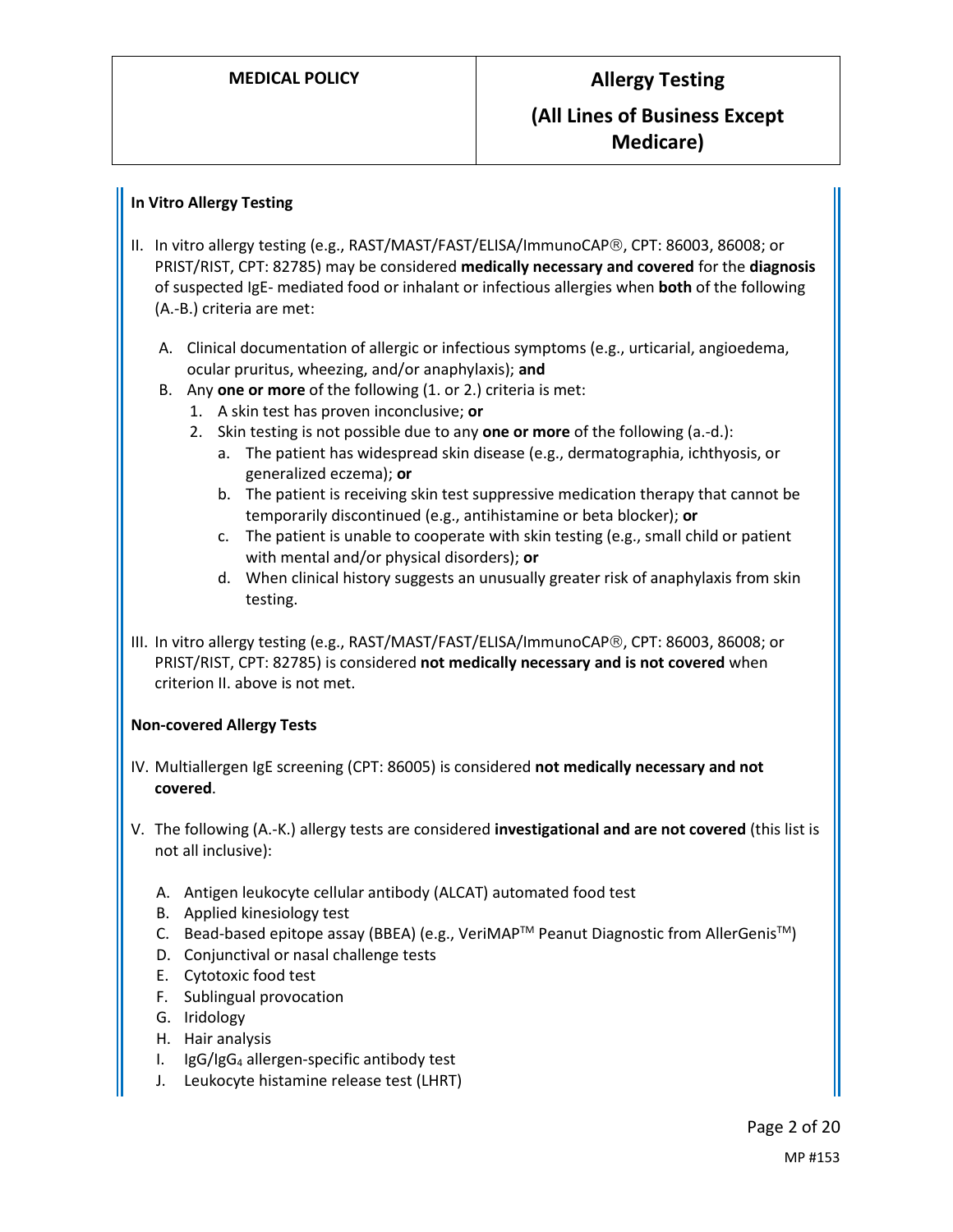### In Vitro Allergy Testing

II. In vitro allergy testing (e.g., RAST/MAST/FAST/ELISA/ImmunoCAP®, CPT: 86003, 86008; or PRIST/RIST, CPT: 82785) may be considered **medically necessary and covered** for the **diagnosis** of suspected IgE- mediated food or inhalant or infectious allergies when **both** of the following (A.-B.) criteria are met:

   A. Clinical documentation of allergic or infectious symptoms (e.g., urticarial, angioedema, ocular pruritus, wheezing, and/or anaphylaxis); **and**
   B. Any **one or more** of the following (1. or 2.) criteria is met:
      1. A skin test has proven inconclusive; **or**
      2. Skin testing is not possible due to any **one or more** of the following (a.-d.):
         a. The patient has widespread skin disease (e.g., dermatographia, ichthyosis, or generalized eczema); **or**
         b. The patient is receiving skin test suppressive medication therapy that cannot be temporarily discontinued (e.g., antihistamine or beta blocker); **or**
         c. The patient is unable to cooperate with skin testing (e.g., small child or patient with mental and/or physical disorders); **or**
         d. When clinical history suggests an unusually greater risk of anaphylaxis from skin testing.

III. In vitro allergy testing (e.g., RAST/MAST/FAST/ELISA/ImmunoCAP®, CPT: 86003, 86008; or PRIST/RIST, CPT: 82785) is considered **not medically necessary and is not covered** when criterion II. above is not met.

### Non-covered Allergy Tests

IV. Multiallergen IgE screening (CPT: 86005) is considered **not medically necessary and not covered**.

V. The following (A.-K.) allergy tests are considered **investigational and are not covered** (this list is not all inclusive):

   A. Antigen leukocyte cellular antibody (ALCAT) automated food test
   B. Applied kinesiology test
   C. Bead-based epitope assay (BBEA) (e.g., VeriMAP™ Peanut Diagnostic from AllerGenis™)
   D. Conjunctival or nasal challenge tests
   E. Cytotoxic food test
   F. Sublingual provocation
   G. Iridology
   H. Hair analysis
   I. IgG/$IgG_4$ allergen-specific antibody test
   J. Leukocyte histamine release test (LHRT)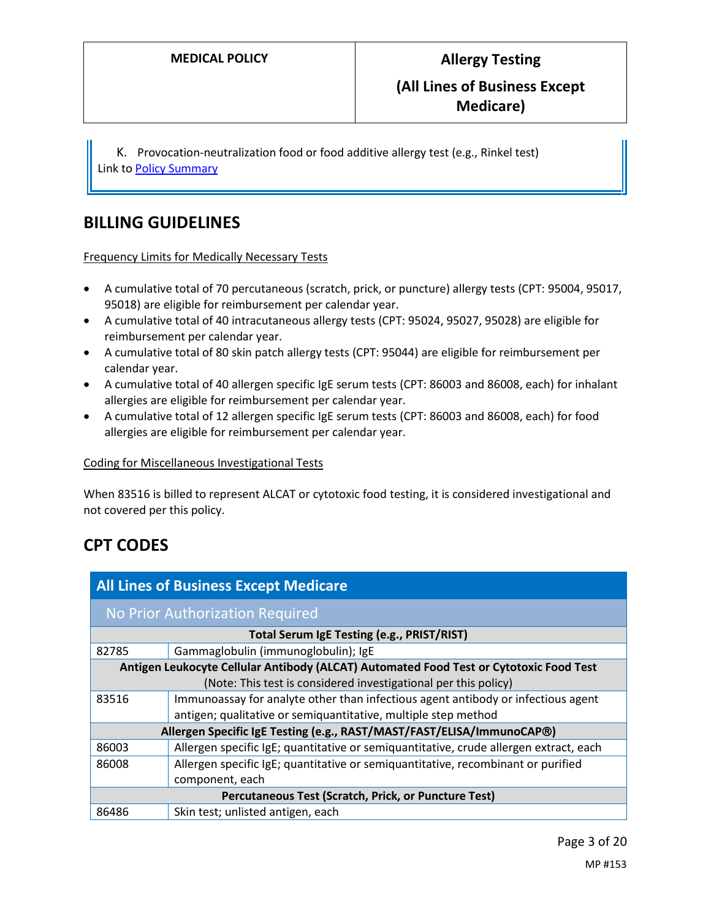K. Provocation-neutralization food or food additive allergy test (e.g., Rinkel test)

Link to Policy Summary

## BILLING GUIDELINES

Frequency Limits for Medically Necessary Tests

- A cumulative total of 70 percutaneous (scratch, prick, or puncture) allergy tests (CPT: 95004, 95017, 95018) are eligible for reimbursement per calendar year.
- A cumulative total of 40 intracutaneous allergy tests (CPT: 95024, 95027, 95028) are eligible for reimbursement per calendar year.
- A cumulative total of 80 skin patch allergy tests (CPT: 95044) are eligible for reimbursement per calendar year.
- A cumulative total of 40 allergen specific IgE serum tests (CPT: 86003 and 86008, each) for inhalant allergies are eligible for reimbursement per calendar year.
- A cumulative total of 12 allergen specific IgE serum tests (CPT: 86003 and 86008, each) for food allergies are eligible for reimbursement per calendar year.

Coding for Miscellaneous Investigational Tests

When 83516 is billed to represent ALCAT or cytotoxic food testing, it is considered investigational and not covered per this policy.

## CPT CODES

| All Lines of Business Except Medicare | |
|---|---|
| **No Prior Authorization Required** | |
| **Total Serum IgE Testing (e.g., PRIST/RIST)** | |
| 82785 | Gammaglobulin (immunoglobulin); IgE |
| **Antigen Leukocyte Cellular Antibody (ALCAT) Automated Food Test or Cytotoxic Food Test** (Note: This test is considered investigational per this policy) | |
| 83516 | Immunoassay for analyte other than infectious agent antibody or infectious agent antigen; qualitative or semiquantitative, multiple step method |
| **Allergen Specific IgE Testing (e.g., RAST/MAST/FAST/ELISA/ImmunoCAP®)** | |
| 86003 | Allergen specific IgE; quantitative or semiquantitative, crude allergen extract, each |
| 86008 | Allergen specific IgE; quantitative or semiquantitative, recombinant or purified component, each |
| **Percutaneous Test (Scratch, Prick, or Puncture Test)** | |
| 86486 | Skin test; unlisted antigen, each |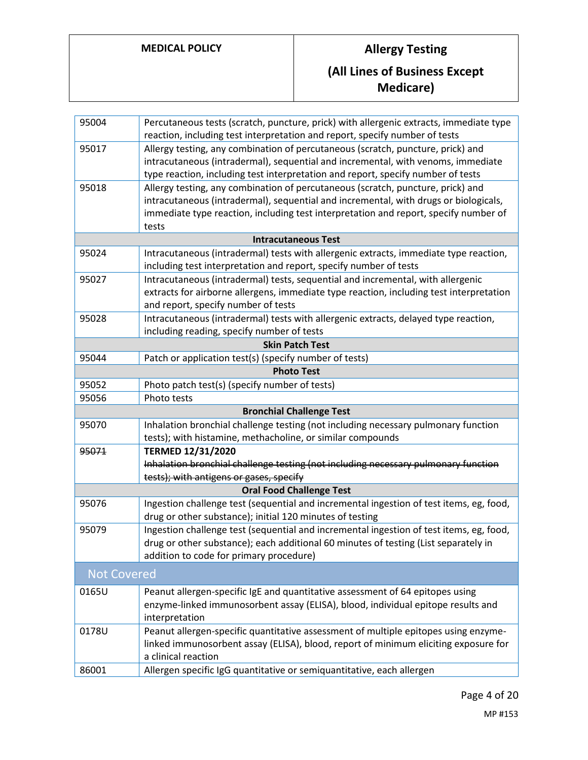| | |
|---|---|
| 95004 | Percutaneous tests (scratch, puncture, prick) with allergenic extracts, immediate type reaction, including test interpretation and report, specify number of tests |
| 95017 | Allergy testing, any combination of percutaneous (scratch, puncture, prick) and intracutaneous (intradermal), sequential and incremental, with venoms, immediate type reaction, including test interpretation and report, specify number of tests |
| 95018 | Allergy testing, any combination of percutaneous (scratch, puncture, prick) and intracutaneous (intradermal), sequential and incremental, with drugs or biologicals, immediate type reaction, including test interpretation and report, specify number of tests |
| **Intracutaneous Test** | |
| 95024 | Intracutaneous (intradermal) tests with allergenic extracts, immediate type reaction, including test interpretation and report, specify number of tests |
| 95027 | Intracutaneous (intradermal) tests, sequential and incremental, with allergenic extracts for airborne allergens, immediate type reaction, including test interpretation and report, specify number of tests |
| 95028 | Intracutaneous (intradermal) tests with allergenic extracts, delayed type reaction, including reading, specify number of tests |
| **Skin Patch Test** | |
| 95044 | Patch or application test(s) (specify number of tests) |
| **Photo Test** | |
| 95052 | Photo patch test(s) (specify number of tests) |
| 95056 | Photo tests |
| **Bronchial Challenge Test** | |
| 95070 | Inhalation bronchial challenge testing (not including necessary pulmonary function tests); with histamine, methacholine, or similar compounds |
| ~~95071~~ | **TERMED 12/31/2020** ~~Inhalation bronchial challenge testing (not including necessary pulmonary function tests); with antigens or gases, specify~~ |
| **Oral Food Challenge Test** | |
| 95076 | Ingestion challenge test (sequential and incremental ingestion of test items, eg, food, drug or other substance); initial 120 minutes of testing |
| 95079 | Ingestion challenge test (sequential and incremental ingestion of test items, eg, food, drug or other substance); each additional 60 minutes of testing (List separately in addition to code for primary procedure) |

## Not Covered

| | |
|---|---|
| 0165U | Peanut allergen-specific IgE and quantitative assessment of 64 epitopes using enzyme-linked immunosorbent assay (ELISA), blood, individual epitope results and interpretation |
| 0178U | Peanut allergen-specific quantitative assessment of multiple epitopes using enzyme-linked immunosorbent assay (ELISA), blood, report of minimum eliciting exposure for a clinical reaction |
| 86001 | Allergen specific IgG quantitative or semiquantitative, each allergen |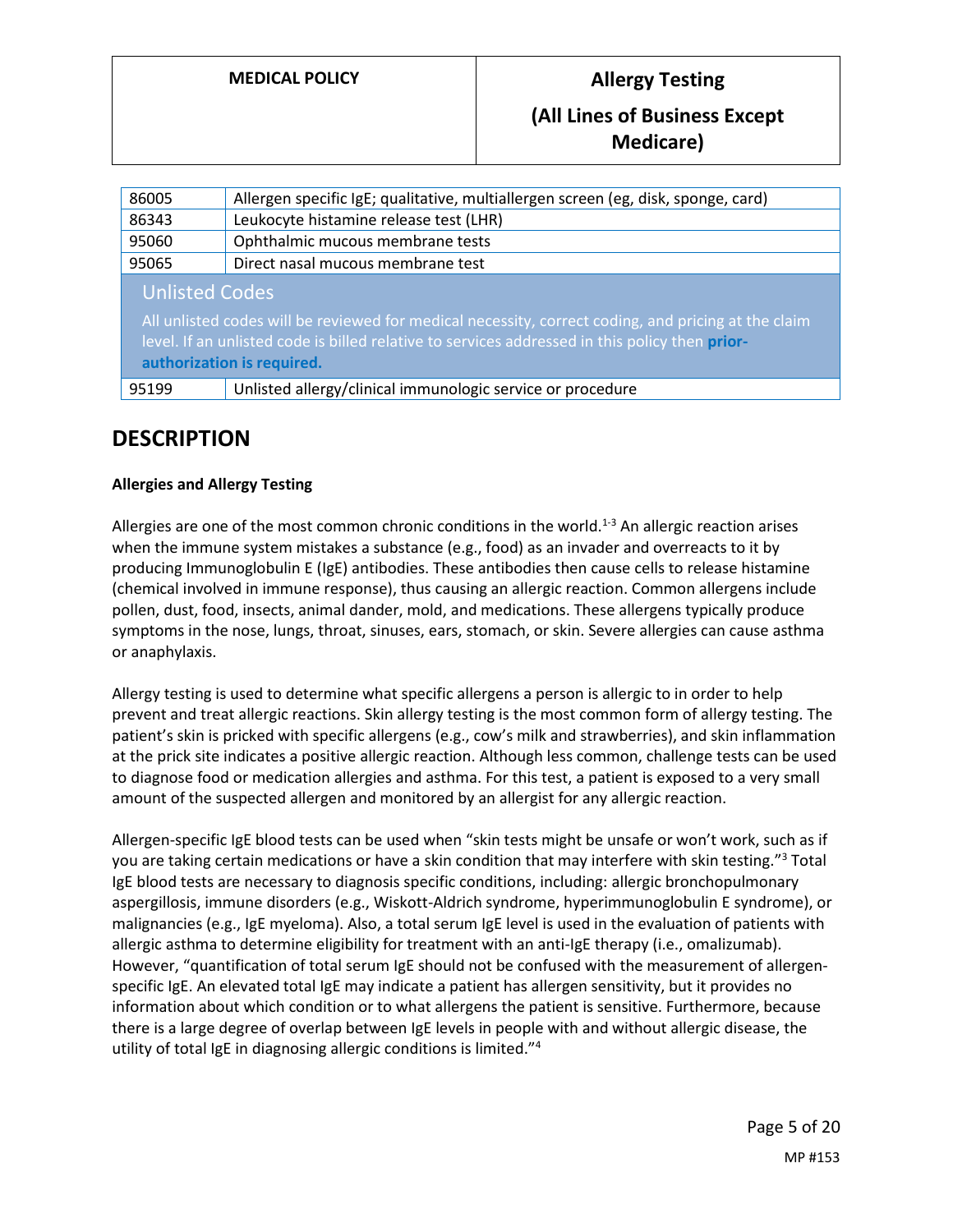| Code | Description |
|---|---|
| 86005 | Allergen specific IgE; qualitative, multiallergen screen (eg, disk, sponge, card) |
| 86343 | Leukocyte histamine release test (LHR) |
| 95060 | Ophthalmic mucous membrane tests |
| 95065 | Direct nasal mucous membrane test |
| **Unlisted Codes** All unlisted codes will be reviewed for medical necessity, correct coding, and pricing at the claim level. If an unlisted code is billed relative to services addressed in this policy then **prior-authorization is required.** | |
| 95199 | Unlisted allergy/clinical immunologic service or procedure |

## DESCRIPTION

**Allergies and Allergy Testing**

Allergies are one of the most common chronic conditions in the world.[1-3] An allergic reaction arises when the immune system mistakes a substance (e.g., food) as an invader and overreacts to it by producing Immunoglobulin E (IgE) antibodies. These antibodies then cause cells to release histamine (chemical involved in immune response), thus causing an allergic reaction. Common allergens include pollen, dust, food, insects, animal dander, mold, and medications. These allergens typically produce symptoms in the nose, lungs, throat, sinuses, ears, stomach, or skin. Severe allergies can cause asthma or anaphylaxis.

Allergy testing is used to determine what specific allergens a person is allergic to in order to help prevent and treat allergic reactions. Skin allergy testing is the most common form of allergy testing. The patient's skin is pricked with specific allergens (e.g., cow's milk and strawberries), and skin inflammation at the prick site indicates a positive allergic reaction. Although less common, challenge tests can be used to diagnose food or medication allergies and asthma. For this test, a patient is exposed to a very small amount of the suspected allergen and monitored by an allergist for any allergic reaction.

Allergen-specific IgE blood tests can be used when "skin tests might be unsafe or won't work, such as if you are taking certain medications or have a skin condition that may interfere with skin testing."[3] Total IgE blood tests are necessary to diagnosis specific conditions, including: allergic bronchopulmonary aspergillosis, immune disorders (e.g., Wiskott-Aldrich syndrome, hyperimmunoglobulin E syndrome), or malignancies (e.g., IgE myeloma). Also, a total serum IgE level is used in the evaluation of patients with allergic asthma to determine eligibility for treatment with an anti-IgE therapy (i.e., omalizumab). However, "quantification of total serum IgE should not be confused with the measurement of allergen-specific IgE. An elevated total IgE may indicate a patient has allergen sensitivity, but it provides no information about which condition or to what allergens the patient is sensitive. Furthermore, because there is a large degree of overlap between IgE levels in people with and without allergic disease, the utility of total IgE in diagnosing allergic conditions is limited."[4]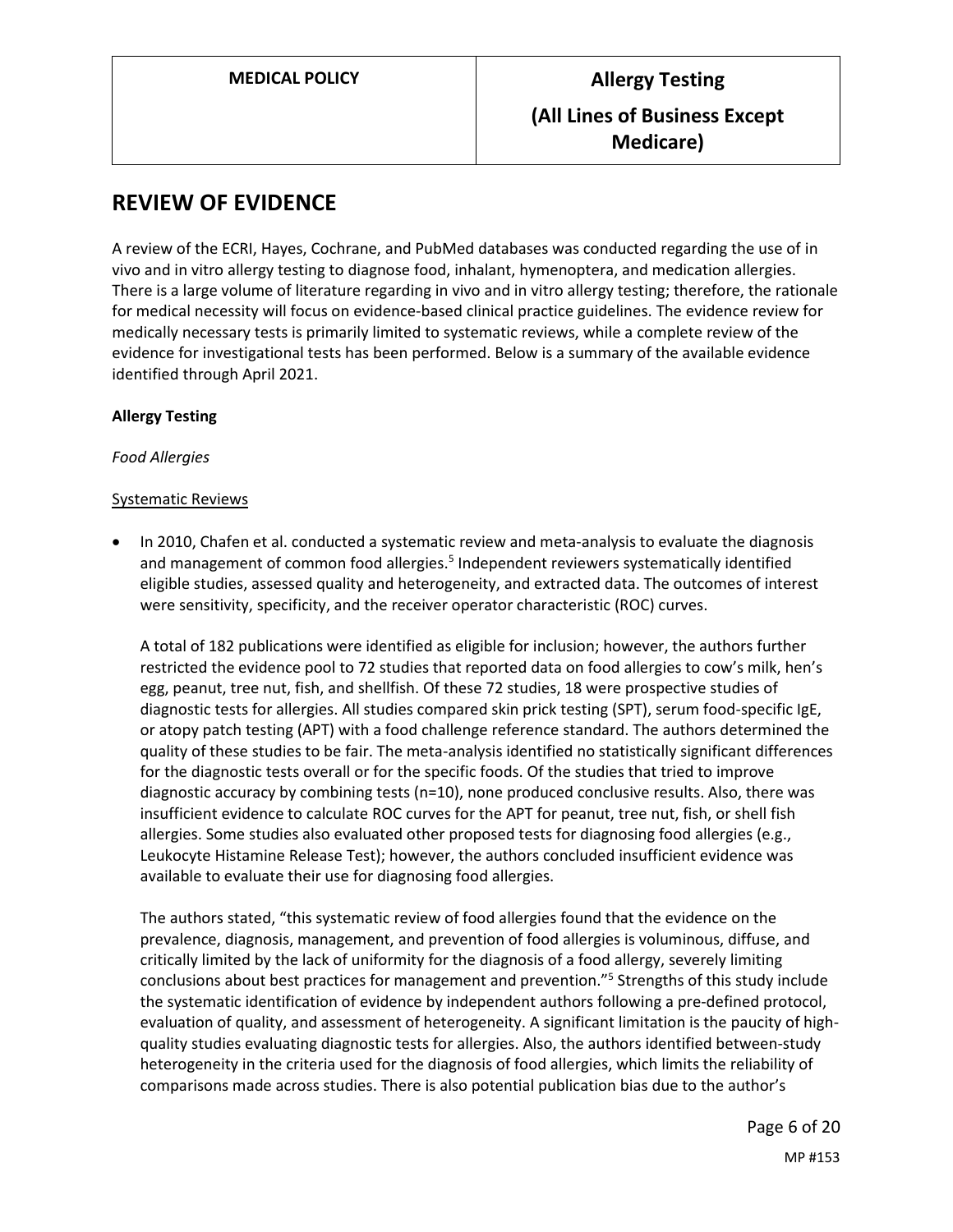## REVIEW OF EVIDENCE

A review of the ECRI, Hayes, Cochrane, and PubMed databases was conducted regarding the use of in vivo and in vitro allergy testing to diagnose food, inhalant, hymenoptera, and medication allergies. There is a large volume of literature regarding in vivo and in vitro allergy testing; therefore, the rationale for medical necessity will focus on evidence-based clinical practice guidelines. The evidence review for medically necessary tests is primarily limited to systematic reviews, while a complete review of the evidence for investigational tests has been performed. Below is a summary of the available evidence identified through April 2021.

**Allergy Testing**

*Food Allergies*

Systematic Reviews

- In 2010, Chafen et al. conducted a systematic review and meta-analysis to evaluate the diagnosis and management of common food allergies.[5] Independent reviewers systematically identified eligible studies, assessed quality and heterogeneity, and extracted data. The outcomes of interest were sensitivity, specificity, and the receiver operator characteristic (ROC) curves.

  A total of 182 publications were identified as eligible for inclusion; however, the authors further restricted the evidence pool to 72 studies that reported data on food allergies to cow's milk, hen's egg, peanut, tree nut, fish, and shellfish. Of these 72 studies, 18 were prospective studies of diagnostic tests for allergies. All studies compared skin prick testing (SPT), serum food-specific IgE, or atopy patch testing (APT) with a food challenge reference standard. The authors determined the quality of these studies to be fair. The meta-analysis identified no statistically significant differences for the diagnostic tests overall or for the specific foods. Of the studies that tried to improve diagnostic accuracy by combining tests (n=10), none produced conclusive results. Also, there was insufficient evidence to calculate ROC curves for the APT for peanut, tree nut, fish, or shell fish allergies. Some studies also evaluated other proposed tests for diagnosing food allergies (e.g., Leukocyte Histamine Release Test); however, the authors concluded insufficient evidence was available to evaluate their use for diagnosing food allergies.

  The authors stated, "this systematic review of food allergies found that the evidence on the prevalence, diagnosis, management, and prevention of food allergies is voluminous, diffuse, and critically limited by the lack of uniformity for the diagnosis of a food allergy, severely limiting conclusions about best practices for management and prevention."[5] Strengths of this study include the systematic identification of evidence by independent authors following a pre-defined protocol, evaluation of quality, and assessment of heterogeneity. A significant limitation is the paucity of high-quality studies evaluating diagnostic tests for allergies. Also, the authors identified between-study heterogeneity in the criteria used for the diagnosis of food allergies, which limits the reliability of comparisons made across studies. There is also potential publication bias due to the author's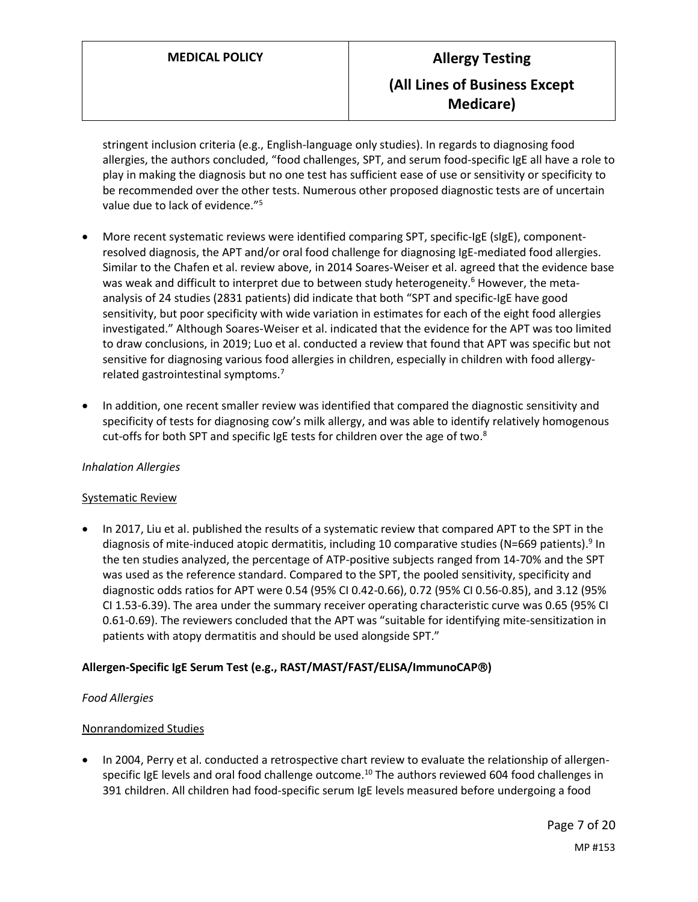stringent inclusion criteria (e.g., English-language only studies). In regards to diagnosing food allergies, the authors concluded, "food challenges, SPT, and serum food-specific IgE all have a role to play in making the diagnosis but no one test has sufficient ease of use or sensitivity or specificity to be recommended over the other tests. Numerous other proposed diagnostic tests are of uncertain value due to lack of evidence."[5]

- More recent systematic reviews were identified comparing SPT, specific-IgE (sIgE), component-resolved diagnosis, the APT and/or oral food challenge for diagnosing IgE-mediated food allergies. Similar to the Chafen et al. review above, in 2014 Soares-Weiser et al. agreed that the evidence base was weak and difficult to interpret due to between study heterogeneity.[6] However, the meta-analysis of 24 studies (2831 patients) did indicate that both "SPT and specific-IgE have good sensitivity, but poor specificity with wide variation in estimates for each of the eight food allergies investigated." Although Soares-Weiser et al. indicated that the evidence for the APT was too limited to draw conclusions, in 2019; Luo et al. conducted a review that found that APT was specific but not sensitive for diagnosing various food allergies in children, especially in children with food allergy-related gastrointestinal symptoms.[7]
- In addition, one recent smaller review was identified that compared the diagnostic sensitivity and specificity of tests for diagnosing cow's milk allergy, and was able to identify relatively homogenous cut-offs for both SPT and specific IgE tests for children over the age of two.[8]

*Inhalation Allergies*

<u>Systematic Review</u>

- In 2017, Liu et al. published the results of a systematic review that compared APT to the SPT in the diagnosis of mite-induced atopic dermatitis, including 10 comparative studies (N=669 patients).[9] In the ten studies analyzed, the percentage of ATP-positive subjects ranged from 14-70% and the SPT was used as the reference standard. Compared to the SPT, the pooled sensitivity, specificity and diagnostic odds ratios for APT were 0.54 (95% CI 0.42-0.66), 0.72 (95% CI 0.56-0.85), and 3.12 (95% CI 1.53-6.39). The area under the summary receiver operating characteristic curve was 0.65 (95% CI 0.61-0.69). The reviewers concluded that the APT was "suitable for identifying mite-sensitization in patients with atopy dermatitis and should be used alongside SPT."

**Allergen-Specific IgE Serum Test (e.g., RAST/MAST/FAST/ELISA/ImmunoCAP®)**

*Food Allergies*

<u>Nonrandomized Studies</u>

- In 2004, Perry et al. conducted a retrospective chart review to evaluate the relationship of allergen-specific IgE levels and oral food challenge outcome.[10] The authors reviewed 604 food challenges in 391 children. All children had food-specific serum IgE levels measured before undergoing a food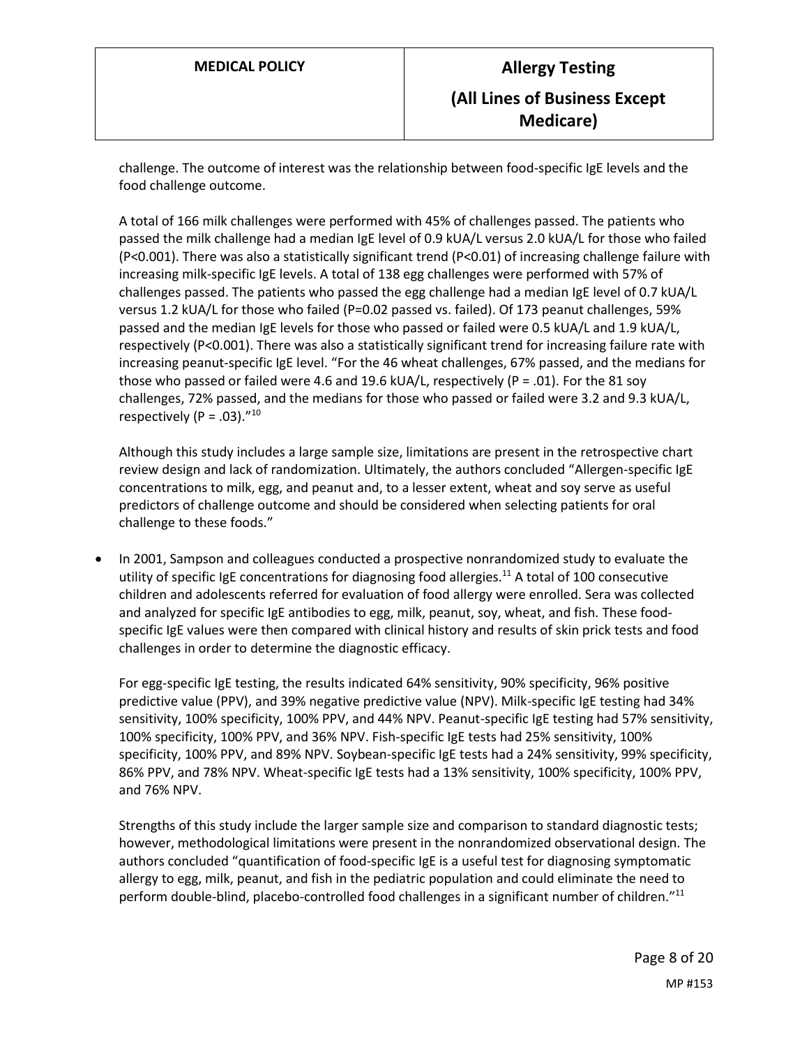challenge. The outcome of interest was the relationship between food-specific IgE levels and the food challenge outcome.

A total of 166 milk challenges were performed with 45% of challenges passed. The patients who passed the milk challenge had a median IgE level of 0.9 kUA/L versus 2.0 kUA/L for those who failed (P<0.001). There was also a statistically significant trend (P<0.01) of increasing challenge failure with increasing milk-specific IgE levels. A total of 138 egg challenges were performed with 57% of challenges passed. The patients who passed the egg challenge had a median IgE level of 0.7 kUA/L versus 1.2 kUA/L for those who failed (P=0.02 passed vs. failed). Of 173 peanut challenges, 59% passed and the median IgE levels for those who passed or failed were 0.5 kUA/L and 1.9 kUA/L, respectively (P<0.001). There was also a statistically significant trend for increasing failure rate with increasing peanut-specific IgE level. "For the 46 wheat challenges, 67% passed, and the medians for those who passed or failed were 4.6 and 19.6 kUA/L, respectively (P = .01). For the 81 soy challenges, 72% passed, and the medians for those who passed or failed were 3.2 and 9.3 kUA/L, respectively (P = .03)."[10]

Although this study includes a large sample size, limitations are present in the retrospective chart review design and lack of randomization. Ultimately, the authors concluded "Allergen-specific IgE concentrations to milk, egg, and peanut and, to a lesser extent, wheat and soy serve as useful predictors of challenge outcome and should be considered when selecting patients for oral challenge to these foods."

- In 2001, Sampson and colleagues conducted a prospective nonrandomized study to evaluate the utility of specific IgE concentrations for diagnosing food allergies.[11] A total of 100 consecutive children and adolescents referred for evaluation of food allergy were enrolled. Sera was collected and analyzed for specific IgE antibodies to egg, milk, peanut, soy, wheat, and fish. These food-specific IgE values were then compared with clinical history and results of skin prick tests and food challenges in order to determine the diagnostic efficacy.

  For egg-specific IgE testing, the results indicated 64% sensitivity, 90% specificity, 96% positive predictive value (PPV), and 39% negative predictive value (NPV). Milk-specific IgE testing had 34% sensitivity, 100% specificity, 100% PPV, and 44% NPV. Peanut-specific IgE testing had 57% sensitivity, 100% specificity, 100% PPV, and 36% NPV. Fish-specific IgE tests had 25% sensitivity, 100% specificity, 100% PPV, and 89% NPV. Soybean-specific IgE tests had a 24% sensitivity, 99% specificity, 86% PPV, and 78% NPV. Wheat-specific IgE tests had a 13% sensitivity, 100% specificity, 100% PPV, and 76% NPV.

  Strengths of this study include the larger sample size and comparison to standard diagnostic tests; however, methodological limitations were present in the nonrandomized observational design. The authors concluded "quantification of food-specific IgE is a useful test for diagnosing symptomatic allergy to egg, milk, peanut, and fish in the pediatric population and could eliminate the need to perform double-blind, placebo-controlled food challenges in a significant number of children."[11]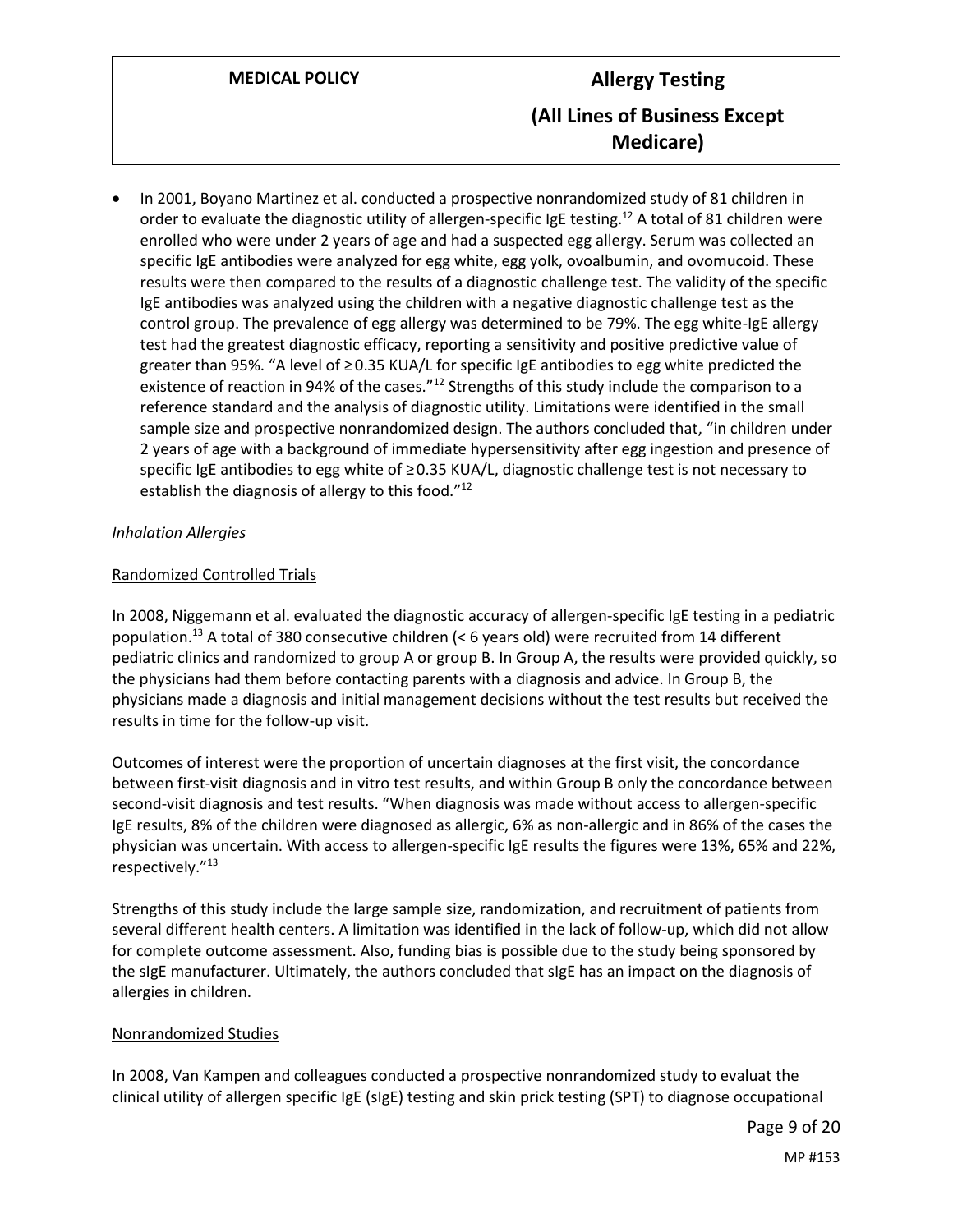- In 2001, Boyano Martinez et al. conducted a prospective nonrandomized study of 81 children in order to evaluate the diagnostic utility of allergen-specific IgE testing.[12] A total of 81 children were enrolled who were under 2 years of age and had a suspected egg allergy. Serum was collected an specific IgE antibodies were analyzed for egg white, egg yolk, ovoalbumin, and ovomucoid. These results were then compared to the results of a diagnostic challenge test. The validity of the specific IgE antibodies was analyzed using the children with a negative diagnostic challenge test as the control group. The prevalence of egg allergy was determined to be 79%. The egg white-IgE allergy test had the greatest diagnostic efficacy, reporting a sensitivity and positive predictive value of greater than 95%. "A level of ≥0.35 KUA/L for specific IgE antibodies to egg white predicted the existence of reaction in 94% of the cases."[12] Strengths of this study include the comparison to a reference standard and the analysis of diagnostic utility. Limitations were identified in the small sample size and prospective nonrandomized design. The authors concluded that, "in children under 2 years of age with a background of immediate hypersensitivity after egg ingestion and presence of specific IgE antibodies to egg white of ≥0.35 KUA/L, diagnostic challenge test is not necessary to establish the diagnosis of allergy to this food."[12]

*Inhalation Allergies*

<u>Randomized Controlled Trials</u>

In 2008, Niggemann et al. evaluated the diagnostic accuracy of allergen-specific IgE testing in a pediatric population.[13] A total of 380 consecutive children (< 6 years old) were recruited from 14 different pediatric clinics and randomized to group A or group B. In Group A, the results were provided quickly, so the physicians had them before contacting parents with a diagnosis and advice. In Group B, the physicians made a diagnosis and initial management decisions without the test results but received the results in time for the follow-up visit.

Outcomes of interest were the proportion of uncertain diagnoses at the first visit, the concordance between first-visit diagnosis and in vitro test results, and within Group B only the concordance between second-visit diagnosis and test results. "When diagnosis was made without access to allergen-specific IgE results, 8% of the children were diagnosed as allergic, 6% as non-allergic and in 86% of the cases the physician was uncertain. With access to allergen-specific IgE results the figures were 13%, 65% and 22%, respectively."[13]

Strengths of this study include the large sample size, randomization, and recruitment of patients from several different health centers. A limitation was identified in the lack of follow-up, which did not allow for complete outcome assessment. Also, funding bias is possible due to the study being sponsored by the sIgE manufacturer. Ultimately, the authors concluded that sIgE has an impact on the diagnosis of allergies in children.

<u>Nonrandomized Studies</u>

In 2008, Van Kampen and colleagues conducted a prospective nonrandomized study to evaluat the clinical utility of allergen specific IgE (sIgE) testing and skin prick testing (SPT) to diagnose occupational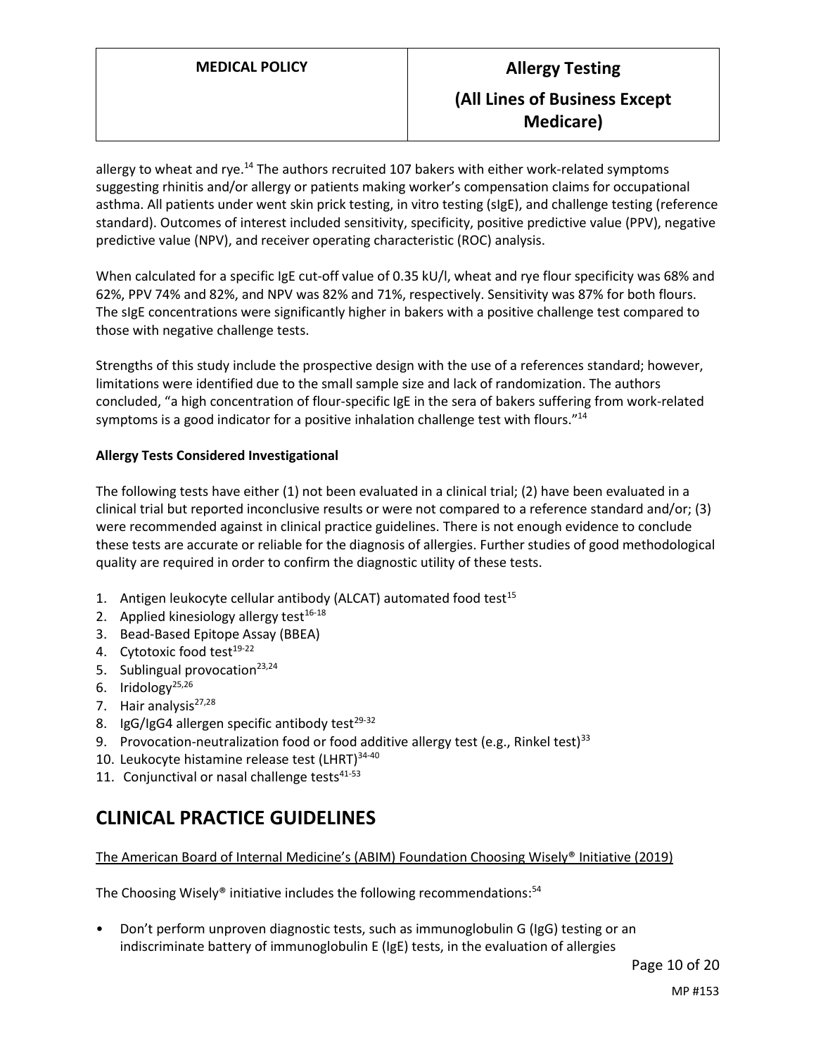allergy to wheat and rye.[14] The authors recruited 107 bakers with either work-related symptoms suggesting rhinitis and/or allergy or patients making worker's compensation claims for occupational asthma. All patients under went skin prick testing, in vitro testing (sIgE), and challenge testing (reference standard). Outcomes of interest included sensitivity, specificity, positive predictive value (PPV), negative predictive value (NPV), and receiver operating characteristic (ROC) analysis.

When calculated for a specific IgE cut-off value of 0.35 kU/l, wheat and rye flour specificity was 68% and 62%, PPV 74% and 82%, and NPV was 82% and 71%, respectively. Sensitivity was 87% for both flours. The sIgE concentrations were significantly higher in bakers with a positive challenge test compared to those with negative challenge tests.

Strengths of this study include the prospective design with the use of a references standard; however, limitations were identified due to the small sample size and lack of randomization. The authors concluded, "a high concentration of flour-specific IgE in the sera of bakers suffering from work-related symptoms is a good indicator for a positive inhalation challenge test with flours."[14]

**Allergy Tests Considered Investigational**

The following tests have either (1) not been evaluated in a clinical trial; (2) have been evaluated in a clinical trial but reported inconclusive results or were not compared to a reference standard and/or; (3) were recommended against in clinical practice guidelines. There is not enough evidence to conclude these tests are accurate or reliable for the diagnosis of allergies. Further studies of good methodological quality are required in order to confirm the diagnostic utility of these tests.

1. Antigen leukocyte cellular antibody (ALCAT) automated food test[15]
2. Applied kinesiology allergy test[16-18]
3. Bead-Based Epitope Assay (BBEA)
4. Cytotoxic food test[19-22]
5. Sublingual provocation[23,24]
6. Iridology[25,26]
7. Hair analysis[27,28]
8. IgG/IgG4 allergen specific antibody test[29-32]
9. Provocation-neutralization food or food additive allergy test (e.g., Rinkel test)[33]
10. Leukocyte histamine release test (LHRT)[34-40]
11. Conjunctival or nasal challenge tests[41-53]

# CLINICAL PRACTICE GUIDELINES

The American Board of Internal Medicine's (ABIM) Foundation Choosing Wisely® Initiative (2019)

The Choosing Wisely® initiative includes the following recommendations:[54]

- Don't perform unproven diagnostic tests, such as immunoglobulin G (IgG) testing or an indiscriminate battery of immunoglobulin E (IgE) tests, in the evaluation of allergies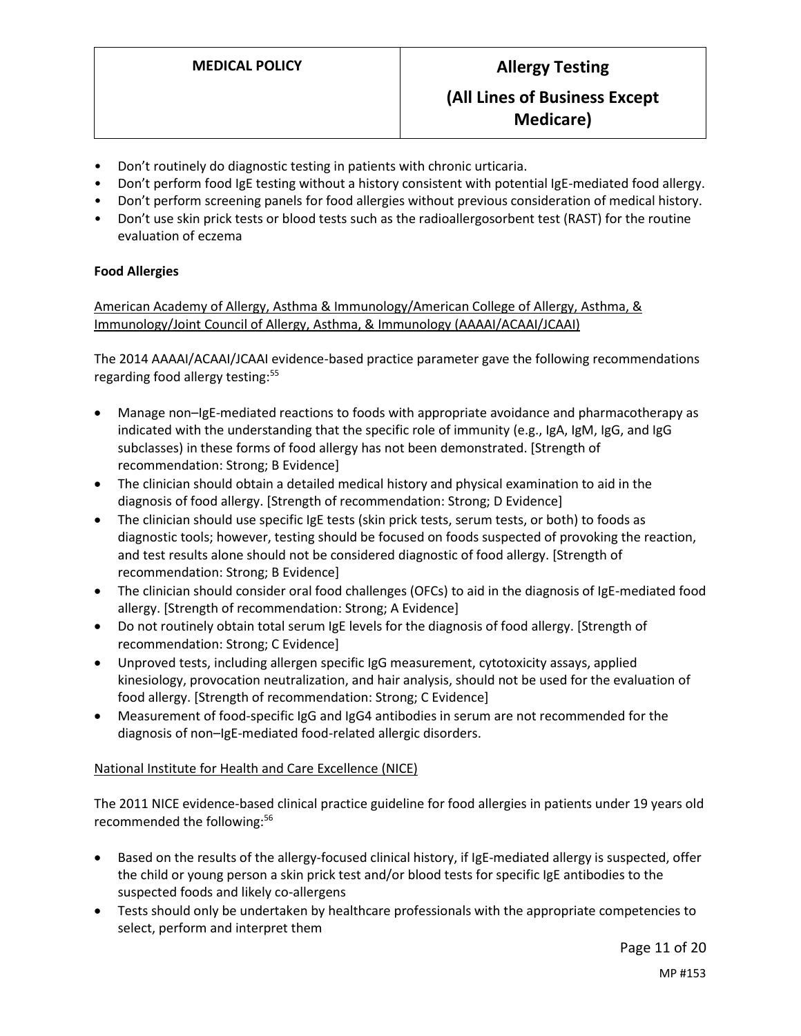- Don't routinely do diagnostic testing in patients with chronic urticaria.
- Don't perform food IgE testing without a history consistent with potential IgE-mediated food allergy.
- Don't perform screening panels for food allergies without previous consideration of medical history.
- Don't use skin prick tests or blood tests such as the radioallergosorbent test (RAST) for the routine evaluation of eczema

**Food Allergies**

American Academy of Allergy, Asthma & Immunology/American College of Allergy, Asthma, & Immunology/Joint Council of Allergy, Asthma, & Immunology (AAAAI/ACAAI/JCAAI)

The 2014 AAAAI/ACAAI/JCAAI evidence-based practice parameter gave the following recommendations regarding food allergy testing:[55]

- Manage non–IgE-mediated reactions to foods with appropriate avoidance and pharmacotherapy as indicated with the understanding that the specific role of immunity (e.g., IgA, IgM, IgG, and IgG subclasses) in these forms of food allergy has not been demonstrated. [Strength of recommendation: Strong; B Evidence]
- The clinician should obtain a detailed medical history and physical examination to aid in the diagnosis of food allergy. [Strength of recommendation: Strong; D Evidence]
- The clinician should use specific IgE tests (skin prick tests, serum tests, or both) to foods as diagnostic tools; however, testing should be focused on foods suspected of provoking the reaction, and test results alone should not be considered diagnostic of food allergy. [Strength of recommendation: Strong; B Evidence]
- The clinician should consider oral food challenges (OFCs) to aid in the diagnosis of IgE-mediated food allergy. [Strength of recommendation: Strong; A Evidence]
- Do not routinely obtain total serum IgE levels for the diagnosis of food allergy. [Strength of recommendation: Strong; C Evidence]
- Unproved tests, including allergen specific IgG measurement, cytotoxicity assays, applied kinesiology, provocation neutralization, and hair analysis, should not be used for the evaluation of food allergy. [Strength of recommendation: Strong; C Evidence]
- Measurement of food-specific IgG and IgG4 antibodies in serum are not recommended for the diagnosis of non–IgE-mediated food-related allergic disorders.

National Institute for Health and Care Excellence (NICE)

The 2011 NICE evidence-based clinical practice guideline for food allergies in patients under 19 years old recommended the following:[56]

- Based on the results of the allergy-focused clinical history, if IgE-mediated allergy is suspected, offer the child or young person a skin prick test and/or blood tests for specific IgE antibodies to the suspected foods and likely co-allergens
- Tests should only be undertaken by healthcare professionals with the appropriate competencies to select, perform and interpret them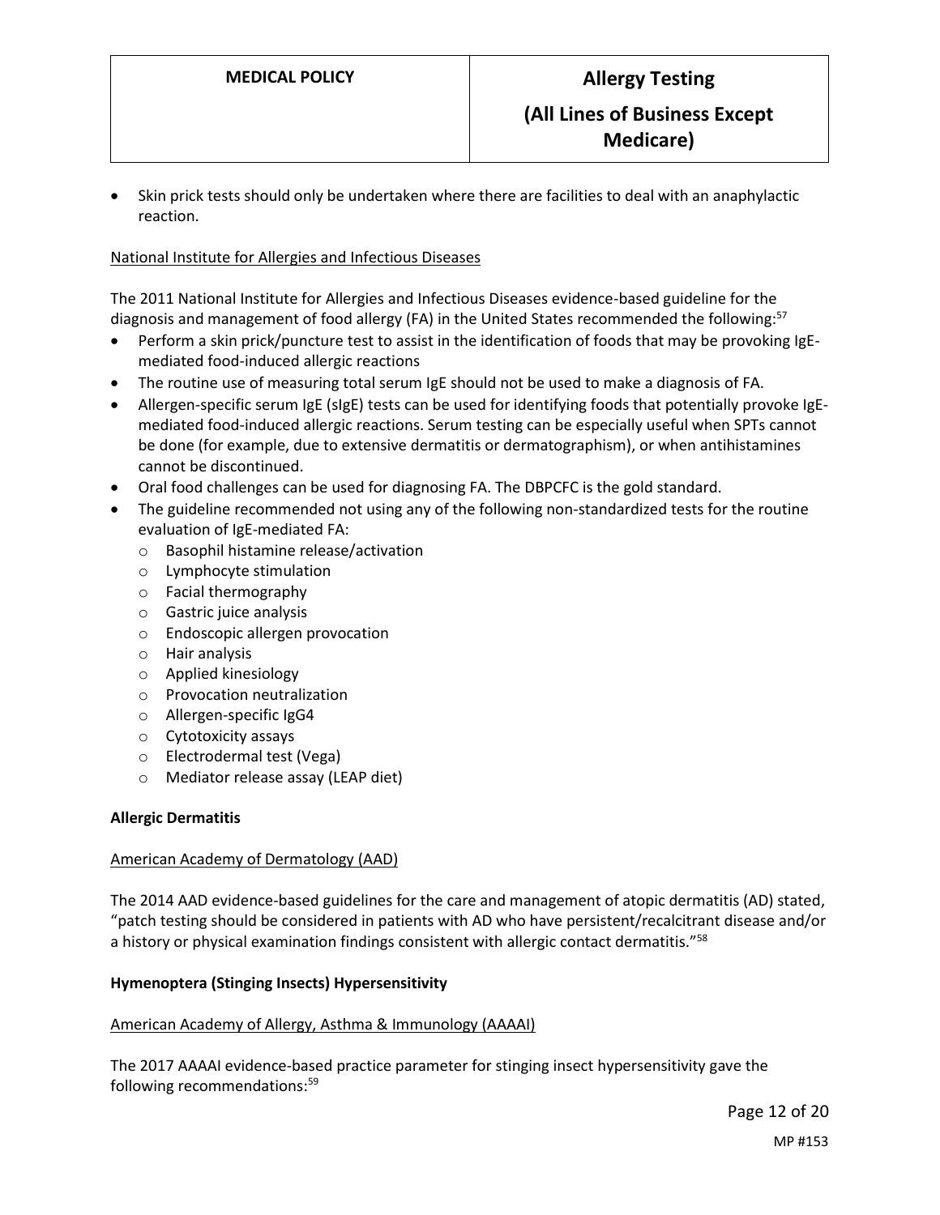- Skin prick tests should only be undertaken where there are facilities to deal with an anaphylactic reaction.

National Institute for Allergies and Infectious Diseases

The 2011 National Institute for Allergies and Infectious Diseases evidence-based guideline for the diagnosis and management of food allergy (FA) in the United States recommended the following:[57]

- Perform a skin prick/puncture test to assist in the identification of foods that may be provoking IgE-mediated food-induced allergic reactions
- The routine use of measuring total serum IgE should not be used to make a diagnosis of FA.
- Allergen-specific serum IgE (sIgE) tests can be used for identifying foods that potentially provoke IgE-mediated food-induced allergic reactions. Serum testing can be especially useful when SPTs cannot be done (for example, due to extensive dermatitis or dermatographism), or when antihistamines cannot be discontinued.
- Oral food challenges can be used for diagnosing FA. The DBPCFC is the gold standard.
- The guideline recommended not using any of the following non-standardized tests for the routine evaluation of IgE-mediated FA:
  - Basophil histamine release/activation
  - Lymphocyte stimulation
  - Facial thermography
  - Gastric juice analysis
  - Endoscopic allergen provocation
  - Hair analysis
  - Applied kinesiology
  - Provocation neutralization
  - Allergen-specific IgG4
  - Cytotoxicity assays
  - Electrodermal test (Vega)
  - Mediator release assay (LEAP diet)

**Allergic Dermatitis**

American Academy of Dermatology (AAD)

The 2014 AAD evidence-based guidelines for the care and management of atopic dermatitis (AD) stated, "patch testing should be considered in patients with AD who have persistent/recalcitrant disease and/or a history or physical examination findings consistent with allergic contact dermatitis."[58]

**Hymenoptera (Stinging Insects) Hypersensitivity**

American Academy of Allergy, Asthma & Immunology (AAAAI)

The 2017 AAAAI evidence-based practice parameter for stinging insect hypersensitivity gave the following recommendations:[59]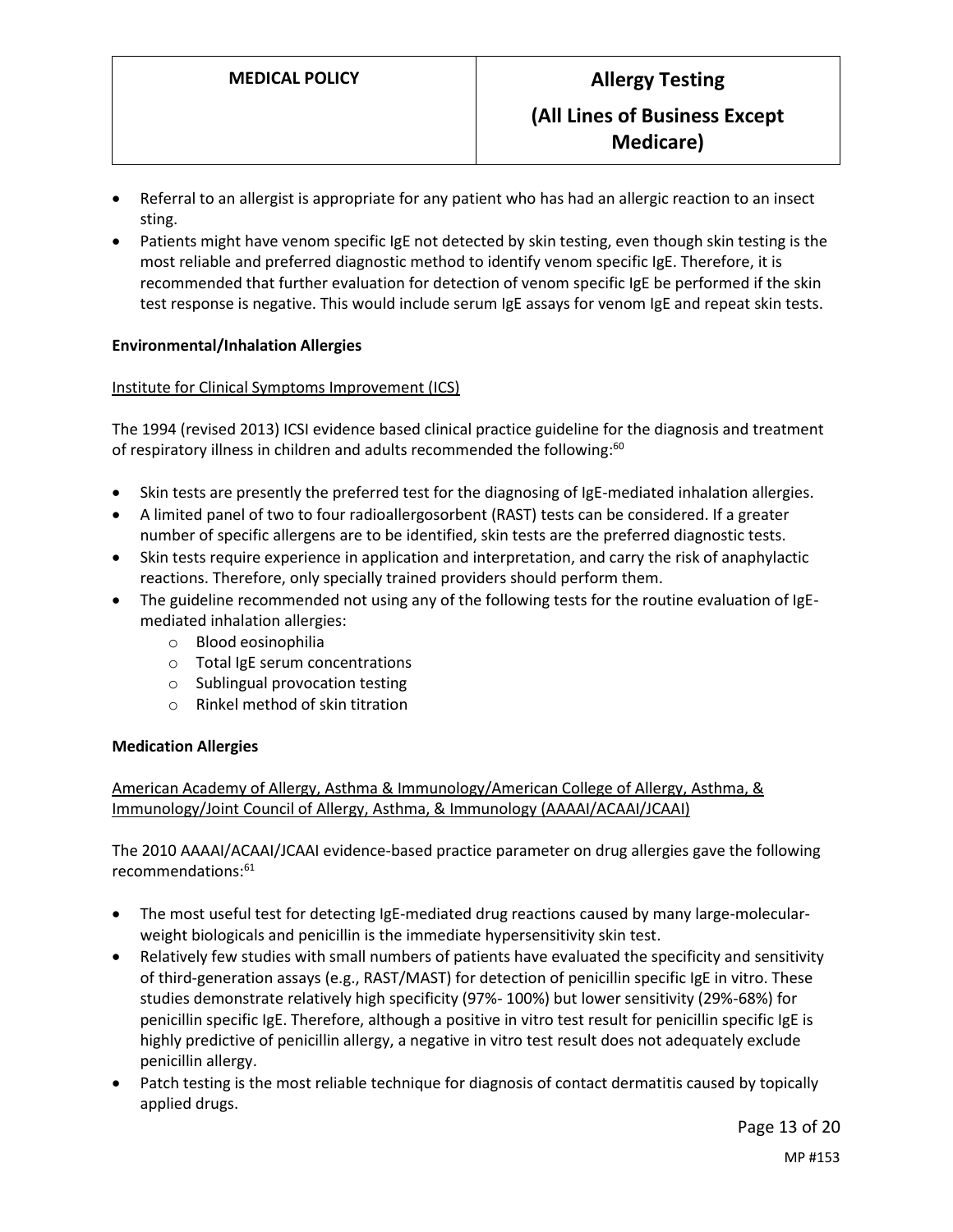- Referral to an allergist is appropriate for any patient who has had an allergic reaction to an insect sting.
- Patients might have venom specific IgE not detected by skin testing, even though skin testing is the most reliable and preferred diagnostic method to identify venom specific IgE. Therefore, it is recommended that further evaluation for detection of venom specific IgE be performed if the skin test response is negative. This would include serum IgE assays for venom IgE and repeat skin tests.

**Environmental/Inhalation Allergies**

Institute for Clinical Symptoms Improvement (ICS)

The 1994 (revised 2013) ICSI evidence based clinical practice guideline for the diagnosis and treatment of respiratory illness in children and adults recommended the following:[60]

- Skin tests are presently the preferred test for the diagnosing of IgE-mediated inhalation allergies.
- A limited panel of two to four radioallergosorbent (RAST) tests can be considered. If a greater number of specific allergens are to be identified, skin tests are the preferred diagnostic tests.
- Skin tests require experience in application and interpretation, and carry the risk of anaphylactic reactions. Therefore, only specially trained providers should perform them.
- The guideline recommended not using any of the following tests for the routine evaluation of IgE-mediated inhalation allergies:
    - Blood eosinophilia
    - Total IgE serum concentrations
    - Sublingual provocation testing
    - Rinkel method of skin titration

**Medication Allergies**

American Academy of Allergy, Asthma & Immunology/American College of Allergy, Asthma, & Immunology/Joint Council of Allergy, Asthma, & Immunology (AAAAI/ACAAI/JCAAI)

The 2010 AAAAI/ACAAI/JCAAI evidence-based practice parameter on drug allergies gave the following recommendations:[61]

- The most useful test for detecting IgE-mediated drug reactions caused by many large-molecular-weight biologicals and penicillin is the immediate hypersensitivity skin test.
- Relatively few studies with small numbers of patients have evaluated the specificity and sensitivity of third-generation assays (e.g., RAST/MAST) for detection of penicillin specific IgE in vitro. These studies demonstrate relatively high specificity (97%- 100%) but lower sensitivity (29%-68%) for penicillin specific IgE. Therefore, although a positive in vitro test result for penicillin specific IgE is highly predictive of penicillin allergy, a negative in vitro test result does not adequately exclude penicillin allergy.
- Patch testing is the most reliable technique for diagnosis of contact dermatitis caused by topically applied drugs.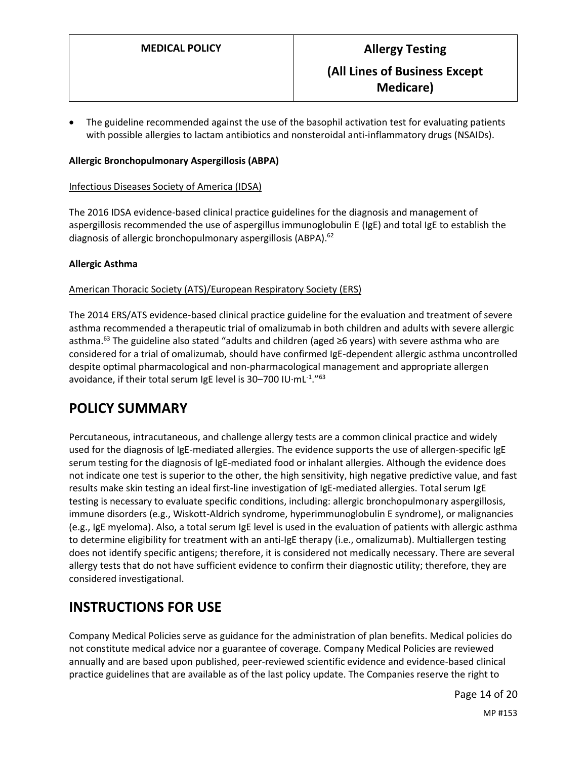- The guideline recommended against the use of the basophil activation test for evaluating patients with possible allergies to lactam antibiotics and nonsteroidal anti-inflammatory drugs (NSAIDs).

**Allergic Bronchopulmonary Aspergillosis (ABPA)**

Infectious Diseases Society of America (IDSA)

The 2016 IDSA evidence-based clinical practice guidelines for the diagnosis and management of aspergillosis recommended the use of aspergillus immunoglobulin E (IgE) and total IgE to establish the diagnosis of allergic bronchopulmonary aspergillosis (ABPA).[62]

**Allergic Asthma**

American Thoracic Society (ATS)/European Respiratory Society (ERS)

The 2014 ERS/ATS evidence-based clinical practice guideline for the evaluation and treatment of severe asthma recommended a therapeutic trial of omalizumab in both children and adults with severe allergic asthma.[63] The guideline also stated "adults and children (aged ≥6 years) with severe asthma who are considered for a trial of omalizumab, should have confirmed IgE-dependent allergic asthma uncontrolled despite optimal pharmacological and non-pharmacological management and appropriate allergen avoidance, if their total serum IgE level is 30–700 IU·mL$^{-1}$."[63]

# POLICY SUMMARY

Percutaneous, intracutaneous, and challenge allergy tests are a common clinical practice and widely used for the diagnosis of IgE-mediated allergies. The evidence supports the use of allergen-specific IgE serum testing for the diagnosis of IgE-mediated food or inhalant allergies. Although the evidence does not indicate one test is superior to the other, the high sensitivity, high negative predictive value, and fast results make skin testing an ideal first-line investigation of IgE-mediated allergies. Total serum IgE testing is necessary to evaluate specific conditions, including: allergic bronchopulmonary aspergillosis, immune disorders (e.g., Wiskott-Aldrich syndrome, hyperimmunoglobulin E syndrome), or malignancies (e.g., IgE myeloma). Also, a total serum IgE level is used in the evaluation of patients with allergic asthma to determine eligibility for treatment with an anti-IgE therapy (i.e., omalizumab). Multiallergen testing does not identify specific antigens; therefore, it is considered not medically necessary. There are several allergy tests that do not have sufficient evidence to confirm their diagnostic utility; therefore, they are considered investigational.

# INSTRUCTIONS FOR USE

Company Medical Policies serve as guidance for the administration of plan benefits. Medical policies do not constitute medical advice nor a guarantee of coverage. Company Medical Policies are reviewed annually and are based upon published, peer-reviewed scientific evidence and evidence-based clinical practice guidelines that are available as of the last policy update. The Companies reserve the right to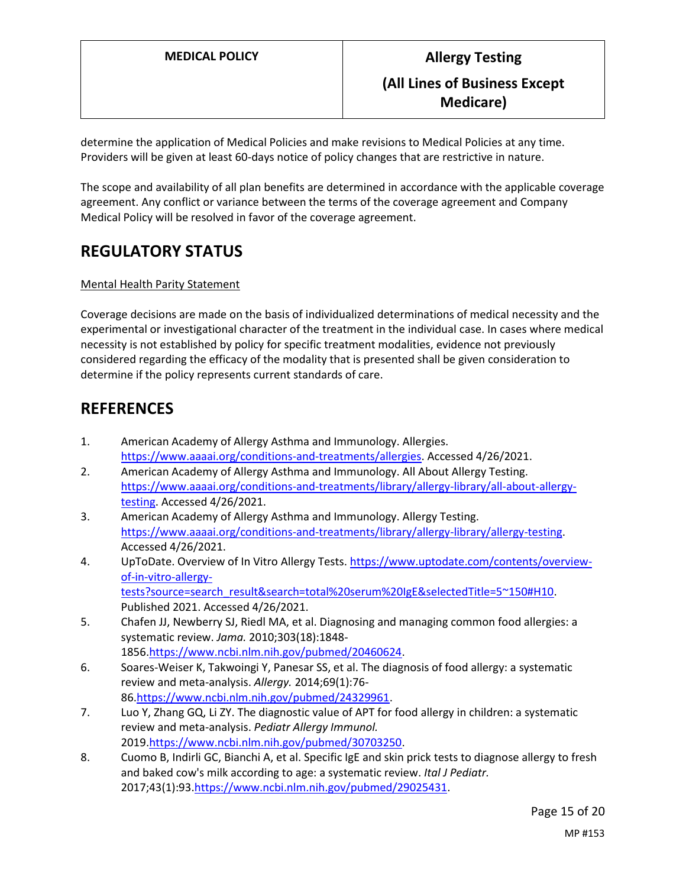determine the application of Medical Policies and make revisions to Medical Policies at any time. Providers will be given at least 60-days notice of policy changes that are restrictive in nature.

The scope and availability of all plan benefits are determined in accordance with the applicable coverage agreement. Any conflict or variance between the terms of the coverage agreement and Company Medical Policy will be resolved in favor of the coverage agreement.

# REGULATORY STATUS

Mental Health Parity Statement

Coverage decisions are made on the basis of individualized determinations of medical necessity and the experimental or investigational character of the treatment in the individual case. In cases where medical necessity is not established by policy for specific treatment modalities, evidence not previously considered regarding the efficacy of the modality that is presented shall be given consideration to determine if the policy represents current standards of care.

# REFERENCES

1. American Academy of Allergy Asthma and Immunology. Allergies. https://www.aaaai.org/conditions-and-treatments/allergies. Accessed 4/26/2021.
2. American Academy of Allergy Asthma and Immunology. All About Allergy Testing. https://www.aaaai.org/conditions-and-treatments/library/allergy-library/all-about-allergy-testing. Accessed 4/26/2021.
3. American Academy of Allergy Asthma and Immunology. Allergy Testing. https://www.aaaai.org/conditions-and-treatments/library/allergy-library/allergy-testing. Accessed 4/26/2021.
4. UpToDate. Overview of In Vitro Allergy Tests. https://www.uptodate.com/contents/overview-of-in-vitro-allergy-tests?source=search_result&search=total%20serum%20IgE&selectedTitle=5~150#H10. Published 2021. Accessed 4/26/2021.
5. Chafen JJ, Newberry SJ, Riedl MA, et al. Diagnosing and managing common food allergies: a systematic review. *Jama.* 2010;303(18):1848-1856.https://www.ncbi.nlm.nih.gov/pubmed/20460624.
6. Soares-Weiser K, Takwoingi Y, Panesar SS, et al. The diagnosis of food allergy: a systematic review and meta-analysis. *Allergy.* 2014;69(1):76-86.https://www.ncbi.nlm.nih.gov/pubmed/24329961.
7. Luo Y, Zhang GQ, Li ZY. The diagnostic value of APT for food allergy in children: a systematic review and meta-analysis. *Pediatr Allergy Immunol.* 2019.https://www.ncbi.nlm.nih.gov/pubmed/30703250.
8. Cuomo B, Indirli GC, Bianchi A, et al. Specific IgE and skin prick tests to diagnose allergy to fresh and baked cow's milk according to age: a systematic review. *Ital J Pediatr.* 2017;43(1):93.https://www.ncbi.nlm.nih.gov/pubmed/29025431.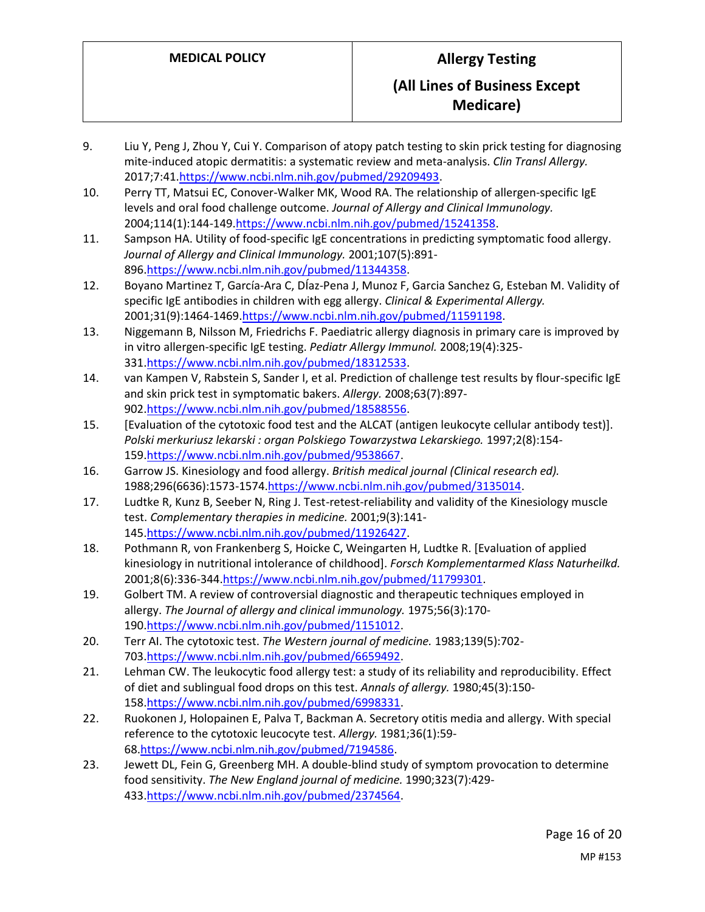9. Liu Y, Peng J, Zhou Y, Cui Y. Comparison of atopy patch testing to skin prick testing for diagnosing mite-induced atopic dermatitis: a systematic review and meta-analysis. *Clin Transl Allergy.* 2017;7:41.https://www.ncbi.nlm.nih.gov/pubmed/29209493.
10. Perry TT, Matsui EC, Conover-Walker MK, Wood RA. The relationship of allergen-specific IgE levels and oral food challenge outcome. *Journal of Allergy and Clinical Immunology.* 2004;114(1):144-149.https://www.ncbi.nlm.nih.gov/pubmed/15241358.
11. Sampson HA. Utility of food-specific IgE concentrations in predicting symptomatic food allergy. *Journal of Allergy and Clinical Immunology.* 2001;107(5):891-896.https://www.ncbi.nlm.nih.gov/pubmed/11344358.
12. Boyano Martinez T, García-Ara C, DÍaz-Pena J, Munoz F, Garcia Sanchez G, Esteban M. Validity of specific IgE antibodies in children with egg allergy. *Clinical & Experimental Allergy.* 2001;31(9):1464-1469.https://www.ncbi.nlm.nih.gov/pubmed/11591198.
13. Niggemann B, Nilsson M, Friedrichs F. Paediatric allergy diagnosis in primary care is improved by in vitro allergen-specific IgE testing. *Pediatr Allergy Immunol.* 2008;19(4):325-331.https://www.ncbi.nlm.nih.gov/pubmed/18312533.
14. van Kampen V, Rabstein S, Sander I, et al. Prediction of challenge test results by flour-specific IgE and skin prick test in symptomatic bakers. *Allergy.* 2008;63(7):897-902.https://www.ncbi.nlm.nih.gov/pubmed/18588556.
15. [Evaluation of the cytotoxic food test and the ALCAT (antigen leukocyte cellular antibody test)]. *Polski merkuriusz lekarski : organ Polskiego Towarzystwa Lekarskiego.* 1997;2(8):154-159.https://www.ncbi.nlm.nih.gov/pubmed/9538667.
16. Garrow JS. Kinesiology and food allergy. *British medical journal (Clinical research ed).* 1988;296(6636):1573-1574.https://www.ncbi.nlm.nih.gov/pubmed/3135014.
17. Ludtke R, Kunz B, Seeber N, Ring J. Test-retest-reliability and validity of the Kinesiology muscle test. *Complementary therapies in medicine.* 2001;9(3):141-145.https://www.ncbi.nlm.nih.gov/pubmed/11926427.
18. Pothmann R, von Frankenberg S, Hoicke C, Weingarten H, Ludtke R. [Evaluation of applied kinesiology in nutritional intolerance of childhood]. *Forsch Komplementarmed Klass Naturheilkd.* 2001;8(6):336-344.https://www.ncbi.nlm.nih.gov/pubmed/11799301.
19. Golbert TM. A review of controversial diagnostic and therapeutic techniques employed in allergy. *The Journal of allergy and clinical immunology.* 1975;56(3):170-190.https://www.ncbi.nlm.nih.gov/pubmed/1151012.
20. Terr AI. The cytotoxic test. *The Western journal of medicine.* 1983;139(5):702-703.https://www.ncbi.nlm.nih.gov/pubmed/6659492.
21. Lehman CW. The leukocytic food allergy test: a study of its reliability and reproducibility. Effect of diet and sublingual food drops on this test. *Annals of allergy.* 1980;45(3):150-158.https://www.ncbi.nlm.nih.gov/pubmed/6998331.
22. Ruokonen J, Holopainen E, Palva T, Backman A. Secretory otitis media and allergy. With special reference to the cytotoxic leucocyte test. *Allergy.* 1981;36(1):59-68.https://www.ncbi.nlm.nih.gov/pubmed/7194586.
23. Jewett DL, Fein G, Greenberg MH. A double-blind study of symptom provocation to determine food sensitivity. *The New England journal of medicine.* 1990;323(7):429-433.https://www.ncbi.nlm.nih.gov/pubmed/2374564.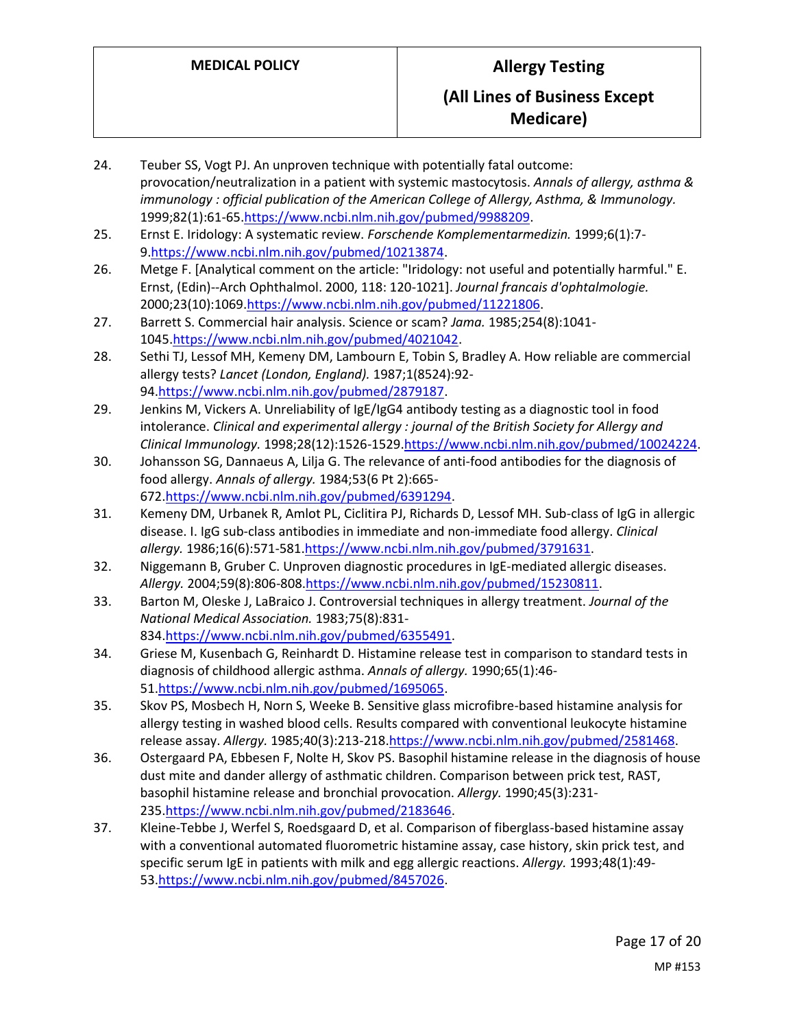24. Teuber SS, Vogt PJ. An unproven technique with potentially fatal outcome: provocation/neutralization in a patient with systemic mastocytosis. *Annals of allergy, asthma & immunology : official publication of the American College of Allergy, Asthma, & Immunology.* 1999;82(1):61-65.https://www.ncbi.nlm.nih.gov/pubmed/9988209.
25. Ernst E. Iridology: A systematic review. *Forschende Komplementarmedizin.* 1999;6(1):7-9.https://www.ncbi.nlm.nih.gov/pubmed/10213874.
26. Metge F. [Analytical comment on the article: "Iridology: not useful and potentially harmful." E. Ernst, (Edin)--Arch Ophthalmol. 2000, 118: 120-1021]. *Journal francais d'ophtalmologie.* 2000;23(10):1069.https://www.ncbi.nlm.nih.gov/pubmed/11221806.
27. Barrett S. Commercial hair analysis. Science or scam? *Jama.* 1985;254(8):1041-1045.https://www.ncbi.nlm.nih.gov/pubmed/4021042.
28. Sethi TJ, Lessof MH, Kemeny DM, Lambourn E, Tobin S, Bradley A. How reliable are commercial allergy tests? *Lancet (London, England).* 1987;1(8524):92-94.https://www.ncbi.nlm.nih.gov/pubmed/2879187.
29. Jenkins M, Vickers A. Unreliability of IgE/IgG4 antibody testing as a diagnostic tool in food intolerance. *Clinical and experimental allergy : journal of the British Society for Allergy and Clinical Immunology.* 1998;28(12):1526-1529.https://www.ncbi.nlm.nih.gov/pubmed/10024224.
30. Johansson SG, Dannaeus A, Lilja G. The relevance of anti-food antibodies for the diagnosis of food allergy. *Annals of allergy.* 1984;53(6 Pt 2):665-672.https://www.ncbi.nlm.nih.gov/pubmed/6391294.
31. Kemeny DM, Urbanek R, Amlot PL, Ciclitira PJ, Richards D, Lessof MH. Sub-class of IgG in allergic disease. I. IgG sub-class antibodies in immediate and non-immediate food allergy. *Clinical allergy.* 1986;16(6):571-581.https://www.ncbi.nlm.nih.gov/pubmed/3791631.
32. Niggemann B, Gruber C. Unproven diagnostic procedures in IgE-mediated allergic diseases. *Allergy.* 2004;59(8):806-808.https://www.ncbi.nlm.nih.gov/pubmed/15230811.
33. Barton M, Oleske J, LaBraico J. Controversial techniques in allergy treatment. *Journal of the National Medical Association.* 1983;75(8):831-834.https://www.ncbi.nlm.nih.gov/pubmed/6355491.
34. Griese M, Kusenbach G, Reinhardt D. Histamine release test in comparison to standard tests in diagnosis of childhood allergic asthma. *Annals of allergy.* 1990;65(1):46-51.https://www.ncbi.nlm.nih.gov/pubmed/1695065.
35. Skov PS, Mosbech H, Norn S, Weeke B. Sensitive glass microfibre-based histamine analysis for allergy testing in washed blood cells. Results compared with conventional leukocyte histamine release assay. *Allergy.* 1985;40(3):213-218.https://www.ncbi.nlm.nih.gov/pubmed/2581468.
36. Ostergaard PA, Ebbesen F, Nolte H, Skov PS. Basophil histamine release in the diagnosis of house dust mite and dander allergy of asthmatic children. Comparison between prick test, RAST, basophil histamine release and bronchial provocation. *Allergy.* 1990;45(3):231-235.https://www.ncbi.nlm.nih.gov/pubmed/2183646.
37. Kleine-Tebbe J, Werfel S, Roedsgaard D, et al. Comparison of fiberglass-based histamine assay with a conventional automated fluorometric histamine assay, case history, skin prick test, and specific serum IgE in patients with milk and egg allergic reactions. *Allergy.* 1993;48(1):49-53.https://www.ncbi.nlm.nih.gov/pubmed/8457026.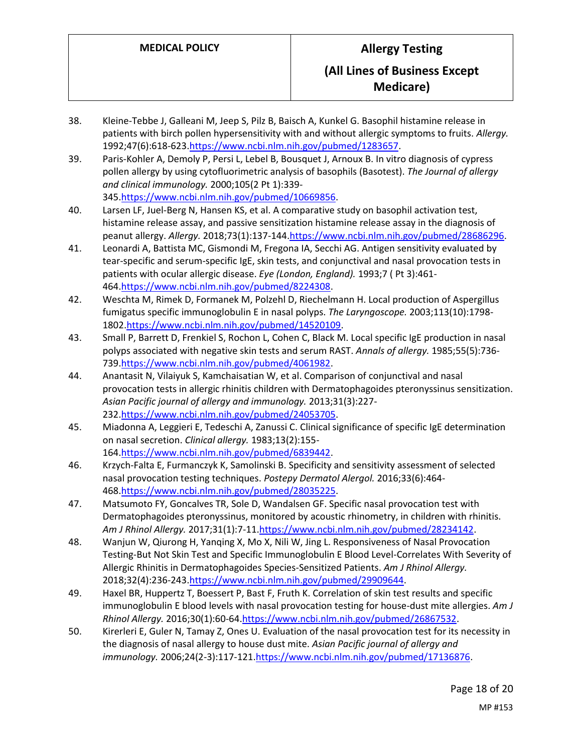38. Kleine-Tebbe J, Galleani M, Jeep S, Pilz B, Baisch A, Kunkel G. Basophil histamine release in patients with birch pollen hypersensitivity with and without allergic symptoms to fruits. *Allergy.* 1992;47(6):618-623.https://www.ncbi.nlm.nih.gov/pubmed/1283657.
39. Paris-Kohler A, Demoly P, Persi L, Lebel B, Bousquet J, Arnoux B. In vitro diagnosis of cypress pollen allergy by using cytofluorimetric analysis of basophils (Basotest). *The Journal of allergy and clinical immunology.* 2000;105(2 Pt 1):339-345.https://www.ncbi.nlm.nih.gov/pubmed/10669856.
40. Larsen LF, Juel-Berg N, Hansen KS, et al. A comparative study on basophil activation test, histamine release assay, and passive sensitization histamine release assay in the diagnosis of peanut allergy. *Allergy.* 2018;73(1):137-144.https://www.ncbi.nlm.nih.gov/pubmed/28686296.
41. Leonardi A, Battista MC, Gismondi M, Fregona IA, Secchi AG. Antigen sensitivity evaluated by tear-specific and serum-specific IgE, skin tests, and conjunctival and nasal provocation tests in patients with ocular allergic disease. *Eye (London, England).* 1993;7 ( Pt 3):461-464.https://www.ncbi.nlm.nih.gov/pubmed/8224308.
42. Weschta M, Rimek D, Formanek M, Polzehl D, Riechelmann H. Local production of Aspergillus fumigatus specific immunoglobulin E in nasal polyps. *The Laryngoscope.* 2003;113(10):1798-1802.https://www.ncbi.nlm.nih.gov/pubmed/14520109.
43. Small P, Barrett D, Frenkiel S, Rochon L, Cohen C, Black M. Local specific IgE production in nasal polyps associated with negative skin tests and serum RAST. *Annals of allergy.* 1985;55(5):736-739.https://www.ncbi.nlm.nih.gov/pubmed/4061982.
44. Anantasit N, Vilaiyuk S, Kamchaisatian W, et al. Comparison of conjunctival and nasal provocation tests in allergic rhinitis children with Dermatophagoides pteronyssinus sensitization. *Asian Pacific journal of allergy and immunology.* 2013;31(3):227-232.https://www.ncbi.nlm.nih.gov/pubmed/24053705.
45. Miadonna A, Leggieri E, Tedeschi A, Zanussi C. Clinical significance of specific IgE determination on nasal secretion. *Clinical allergy.* 1983;13(2):155-164.https://www.ncbi.nlm.nih.gov/pubmed/6839442.
46. Krzych-Falta E, Furmanczyk K, Samolinski B. Specificity and sensitivity assessment of selected nasal provocation testing techniques. *Postepy Dermatol Alergol.* 2016;33(6):464-468.https://www.ncbi.nlm.nih.gov/pubmed/28035225.
47. Matsumoto FY, Goncalves TR, Sole D, Wandalsen GF. Specific nasal provocation test with Dermatophagoides pteronyssinus, monitored by acoustic rhinometry, in children with rhinitis. *Am J Rhinol Allergy.* 2017;31(1):7-11.https://www.ncbi.nlm.nih.gov/pubmed/28234142.
48. Wanjun W, Qiurong H, Yanqing X, Mo X, Nili W, Jing L. Responsiveness of Nasal Provocation Testing-But Not Skin Test and Specific Immunoglobulin E Blood Level-Correlates With Severity of Allergic Rhinitis in Dermatophagoides Species-Sensitized Patients. *Am J Rhinol Allergy.* 2018;32(4):236-243.https://www.ncbi.nlm.nih.gov/pubmed/29909644.
49. Haxel BR, Huppertz T, Boessert P, Bast F, Fruth K. Correlation of skin test results and specific immunoglobulin E blood levels with nasal provocation testing for house-dust mite allergies. *Am J Rhinol Allergy.* 2016;30(1):60-64.https://www.ncbi.nlm.nih.gov/pubmed/26867532.
50. Kirerleri E, Guler N, Tamay Z, Ones U. Evaluation of the nasal provocation test for its necessity in the diagnosis of nasal allergy to house dust mite. *Asian Pacific journal of allergy and immunology.* 2006;24(2-3):117-121.https://www.ncbi.nlm.nih.gov/pubmed/17136876.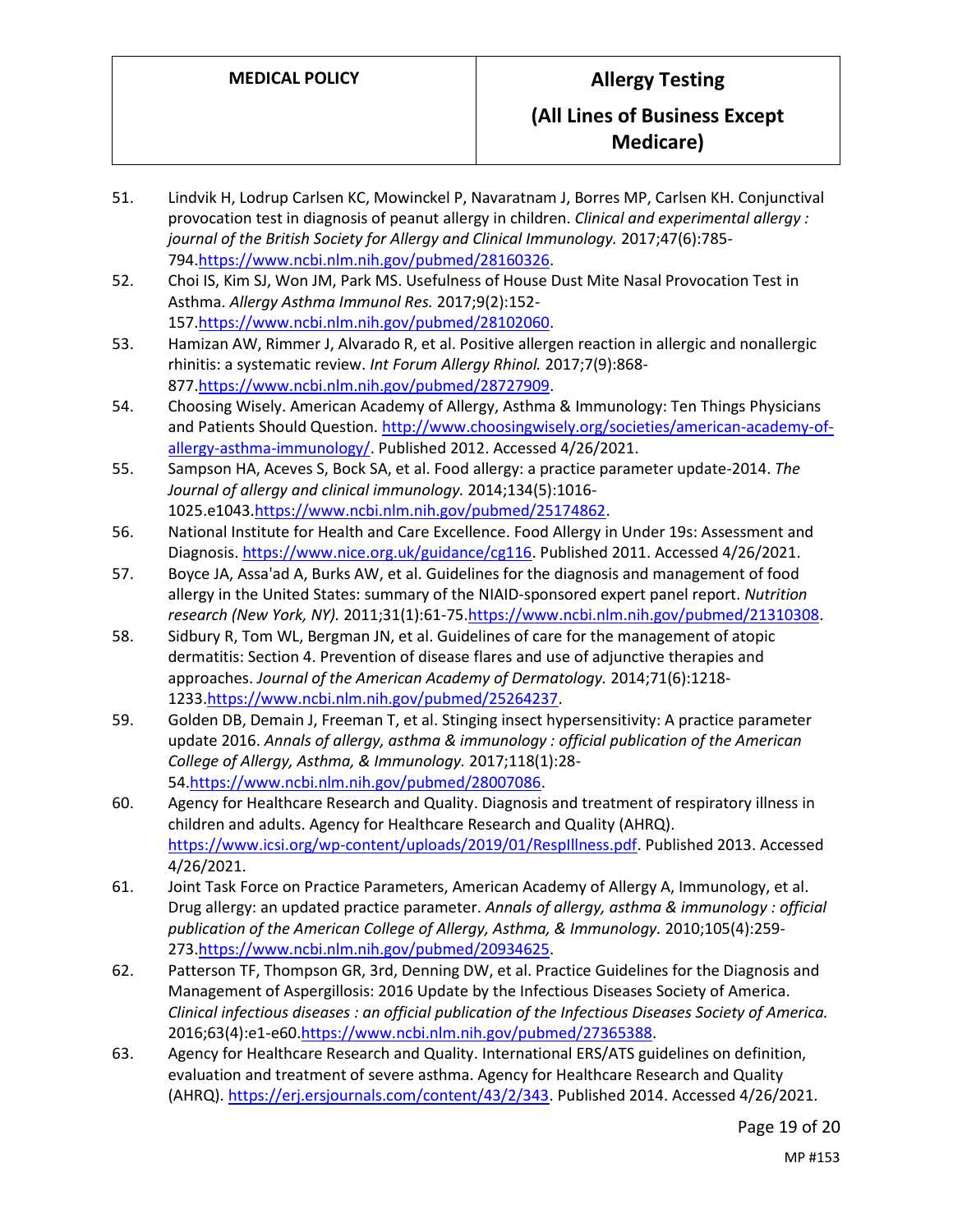51. Lindvik H, Lodrup Carlsen KC, Mowinckel P, Navaratnam J, Borres MP, Carlsen KH. Conjunctival provocation test in diagnosis of peanut allergy in children. *Clinical and experimental allergy : journal of the British Society for Allergy and Clinical Immunology.* 2017;47(6):785-794.https://www.ncbi.nlm.nih.gov/pubmed/28160326.
52. Choi IS, Kim SJ, Won JM, Park MS. Usefulness of House Dust Mite Nasal Provocation Test in Asthma. *Allergy Asthma Immunol Res.* 2017;9(2):152-157.https://www.ncbi.nlm.nih.gov/pubmed/28102060.
53. Hamizan AW, Rimmer J, Alvarado R, et al. Positive allergen reaction in allergic and nonallergic rhinitis: a systematic review. *Int Forum Allergy Rhinol.* 2017;7(9):868-877.https://www.ncbi.nlm.nih.gov/pubmed/28727909.
54. Choosing Wisely. American Academy of Allergy, Asthma & Immunology: Ten Things Physicians and Patients Should Question. http://www.choosingwisely.org/societies/american-academy-of-allergy-asthma-immunology/. Published 2012. Accessed 4/26/2021.
55. Sampson HA, Aceves S, Bock SA, et al. Food allergy: a practice parameter update-2014. *The Journal of allergy and clinical immunology.* 2014;134(5):1016-1025.e1043.https://www.ncbi.nlm.nih.gov/pubmed/25174862.
56. National Institute for Health and Care Excellence. Food Allergy in Under 19s: Assessment and Diagnosis. https://www.nice.org.uk/guidance/cg116. Published 2011. Accessed 4/26/2021.
57. Boyce JA, Assa'ad A, Burks AW, et al. Guidelines for the diagnosis and management of food allergy in the United States: summary of the NIAID-sponsored expert panel report. *Nutrition research (New York, NY).* 2011;31(1):61-75.https://www.ncbi.nlm.nih.gov/pubmed/21310308.
58. Sidbury R, Tom WL, Bergman JN, et al. Guidelines of care for the management of atopic dermatitis: Section 4. Prevention of disease flares and use of adjunctive therapies and approaches. *Journal of the American Academy of Dermatology.* 2014;71(6):1218-1233.https://www.ncbi.nlm.nih.gov/pubmed/25264237.
59. Golden DB, Demain J, Freeman T, et al. Stinging insect hypersensitivity: A practice parameter update 2016. *Annals of allergy, asthma & immunology : official publication of the American College of Allergy, Asthma, & Immunology.* 2017;118(1):28-54.https://www.ncbi.nlm.nih.gov/pubmed/28007086.
60. Agency for Healthcare Research and Quality. Diagnosis and treatment of respiratory illness in children and adults. Agency for Healthcare Research and Quality (AHRQ). https://www.icsi.org/wp-content/uploads/2019/01/RespIllness.pdf. Published 2013. Accessed 4/26/2021.
61. Joint Task Force on Practice Parameters, American Academy of Allergy A, Immunology, et al. Drug allergy: an updated practice parameter. *Annals of allergy, asthma & immunology : official publication of the American College of Allergy, Asthma, & Immunology.* 2010;105(4):259-273.https://www.ncbi.nlm.nih.gov/pubmed/20934625.
62. Patterson TF, Thompson GR, 3rd, Denning DW, et al. Practice Guidelines for the Diagnosis and Management of Aspergillosis: 2016 Update by the Infectious Diseases Society of America. *Clinical infectious diseases : an official publication of the Infectious Diseases Society of America.* 2016;63(4):e1-e60.https://www.ncbi.nlm.nih.gov/pubmed/27365388.
63. Agency for Healthcare Research and Quality. International ERS/ATS guidelines on definition, evaluation and treatment of severe asthma. Agency for Healthcare Research and Quality (AHRQ). https://erj.ersjournals.com/content/43/2/343. Published 2014. Accessed 4/26/2021.